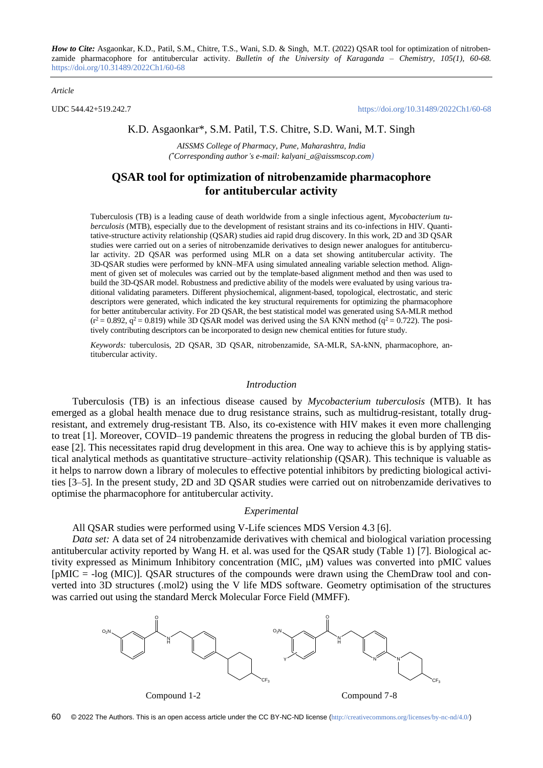*How to Cite:* Asgaonkar, K.D., Patil, S.M., Chitre, T.S., Wani, S.D. & Singh, M.T. (2022) QSAR tool for optimization of nitrobenzamide pharmacophore for antitubercular activity. *Bulletin of the University of Karaganda – Chemistry, 105(1), 60-68.* https://doi.org/10.31489/2022Ch1/60-68

*Article*

UDC 544.42+519.242.7 https://doi.org/10.31489/2022Ch1/60-68

K.D. Asgaonkar*, S.M. Patil, T.S. Chitre, S.D. Wani, M.T. Singh

*AISSMS College of Pharmacy, Pune, Maharashtra, India*
*(*Corresponding author's e-mail: kalyani_a@aissmscop.com)*

# QSAR tool for optimization of nitrobenzamide pharmacophore for antitubercular activity

Tuberculosis (TB) is a leading cause of death worldwide from a single infectious agent, *Mycobacterium tuberculosis* (MTB), especially due to the development of resistant strains and its co-infections in HIV. Quantitative-structure activity relationship (QSAR) studies aid rapid drug discovery. In this work, 2D and 3D QSAR studies were carried out on a series of nitrobenzamide derivatives to design newer analogues for antitubercular activity. 2D QSAR was performed using MLR on a data set showing antitubercular activity. The 3D-QSAR studies were performed by kNN–MFA using simulated annealing variable selection method. Alignment of given set of molecules was carried out by the template-based alignment method and then was used to build the 3D-QSAR model. Robustness and predictive ability of the models were evaluated by using various traditional validating parameters. Different physiochemical, alignment-based, topological, electrostatic, and steric descriptors were generated, which indicated the key structural requirements for optimizing the pharmacophore for better antitubercular activity. For 2D QSAR, the best statistical model was generated using SA-MLR method ($r^2 = 0.892$, $q^2 = 0.819$) while 3D QSAR model was derived using the SA KNN method ($q^2 = 0.722$). The positively contributing descriptors can be incorporated to design new chemical entities for future study.

*Keywords:* tuberculosis, 2D QSAR, 3D QSAR, nitrobenzamide, SA-MLR, SA-kNN, pharmacophore, antitubercular activity.

## *Introduction*

Tuberculosis (TB) is an infectious disease caused by *Mycobacterium tuberculosis* (MTB). It has emerged as a global health menace due to drug resistance strains, such as multidrug-resistant, totally drug-resistant, and extremely drug-resistant TB. Also, its co-existence with HIV makes it even more challenging to treat [1]. Moreover, COVID–19 pandemic threatens the progress in reducing the global burden of TB disease [2]. This necessitates rapid drug development in this area. One way to achieve this is by applying statistical analytical methods as quantitative structure–activity relationship (QSAR). This technique is valuable as it helps to narrow down a library of molecules to effective potential inhibitors by predicting biological activities [3–5]. In the present study, 2D and 3D QSAR studies were carried out on nitrobenzamide derivatives to optimise the pharmacophore for antitubercular activity.

## *Experimental*

All QSAR studies were performed using V-Life sciences MDS Version 4.3 [6].

*Data set:* A data set of 24 nitrobenzamide derivatives with chemical and biological variation processing antitubercular activity reported by Wang H. et al. was used for the QSAR study (Table 1) [7]. Biological activity expressed as Minimum Inhibitory concentration (MIC, μM) values was converted into pMIC values [pMIC = -log (MIC)]. QSAR structures of the compounds were drawn using the ChemDraw tool and converted into 3D structures (.mol2) using the V life MDS software. Geometry optimisation of the structures was carried out using the standard Merck Molecular Force Field (MMFF).

Compound 1-2

Compound 7-8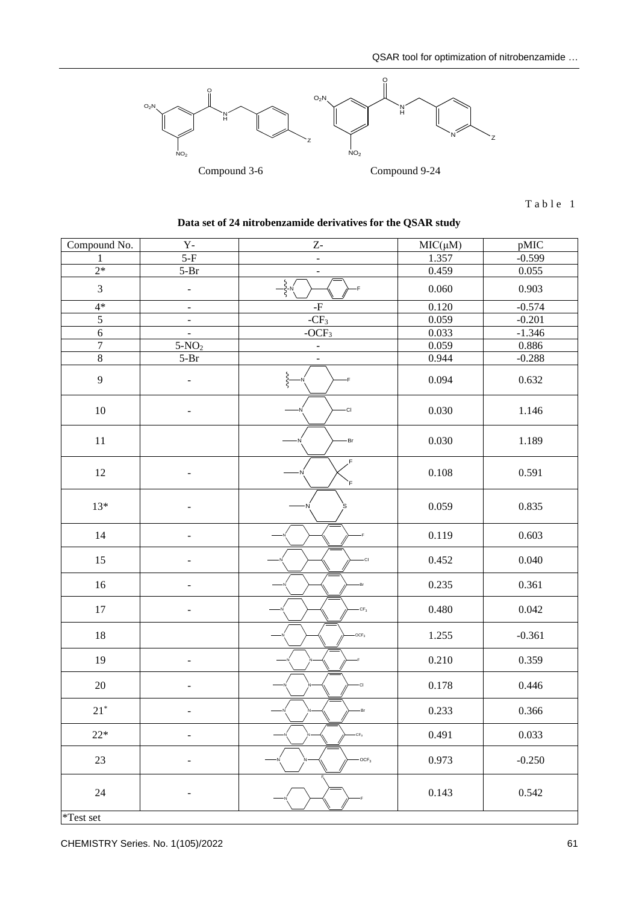Compound 3-6　　　　　　　Compound 9-24

Table 1

**Data set of 24 nitrobenzamide derivatives for the QSAR study**

| Compound No. | Y- | Z- | MIC(μM) | pMIC |
|---|---|---|---|---|
| 1 | 5-F | - | 1.357 | -0.599 |
| 2* | 5-Br | - | 0.459 | 0.055 |
| 3 | - | | 0.060 | 0.903 |
| 4* | - | -F | 0.120 | -0.574 |
| 5 | - | $-CF_3$ | 0.059 | -0.201 |
| 6 | - | $-OCF_3$ | 0.033 | -1.346 |
| 7 | $5-NO_2$ | - | 0.059 | 0.886 |
| 8 | 5-Br | - | 0.944 | -0.288 |
| 9 | - | | 0.094 | 0.632 |
| 10 | - | | 0.030 | 1.146 |
| 11 | | | 0.030 | 1.189 |
| 12 | - | | 0.108 | 0.591 |
| 13* | - | | 0.059 | 0.835 |
| 14 | - | | 0.119 | 0.603 |
| 15 | - | | 0.452 | 0.040 |
| 16 | - | | 0.235 | 0.361 |
| 17 | - | | 0.480 | 0.042 |
| 18 | | | 1.255 | -0.361 |
| 19 | - | | 0.210 | 0.359 |
| 20 | - | | 0.178 | 0.446 |
| 21* | - | | 0.233 | 0.366 |
| 22* | - | | 0.491 | 0.033 |
| 23 | - | | 0.973 | -0.250 |
| 24 | - | | 0.143 | 0.542 |

*Test set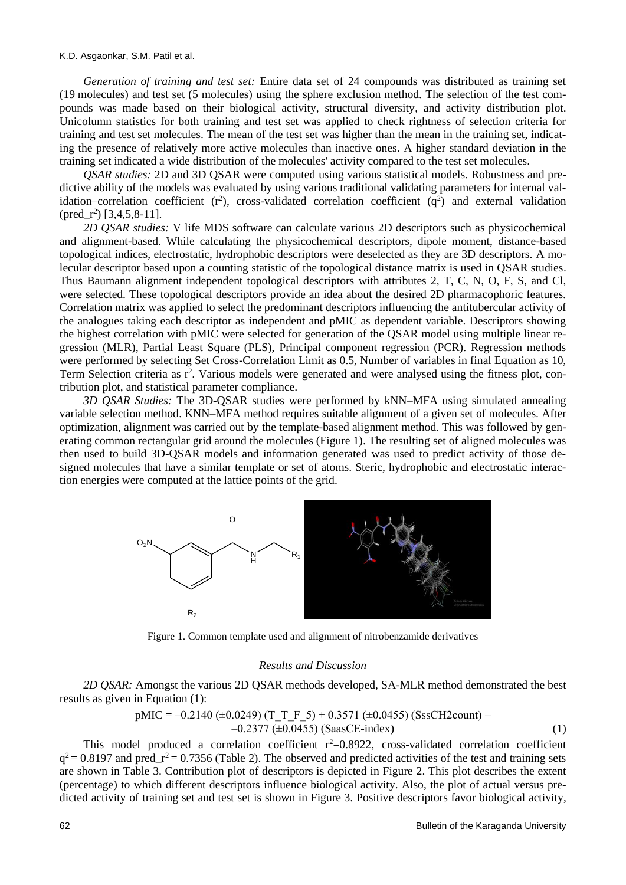*Generation of training and test set:* Entire data set of 24 compounds was distributed as training set (19 molecules) and test set (5 molecules) using the sphere exclusion method. The selection of the test compounds was made based on their biological activity, structural diversity, and activity distribution plot. Unicolumn statistics for both training and test set was applied to check rightness of selection criteria for training and test set molecules. The mean of the test set was higher than the mean in the training set, indicating the presence of relatively more active molecules than inactive ones. A higher standard deviation in the training set indicated a wide distribution of the molecules' activity compared to the test set molecules.

*QSAR studies:* 2D and 3D QSAR were computed using various statistical models. Robustness and predictive ability of the models was evaluated by using various traditional validating parameters for internal validation–correlation coefficient ($r^2$), cross-validated correlation coefficient ($q^2$) and external validation (pred_$r^2$) [3,4,5,8-11].

*2D QSAR studies:* V life MDS software can calculate various 2D descriptors such as physicochemical and alignment-based. While calculating the physicochemical descriptors, dipole moment, distance-based topological indices, electrostatic, hydrophobic descriptors were deselected as they are 3D descriptors. A molecular descriptor based upon a counting statistic of the topological distance matrix is used in QSAR studies. Thus Baumann alignment independent topological descriptors with attributes 2, T, C, N, O, F, S, and Cl, were selected. These topological descriptors provide an idea about the desired 2D pharmacophoric features. Correlation matrix was applied to select the predominant descriptors influencing the antitubercular activity of the analogues taking each descriptor as independent and pMIC as dependent variable. Descriptors showing the highest correlation with pMIC were selected for generation of the QSAR model using multiple linear regression (MLR), Partial Least Square (PLS), Principal component regression (PCR). Regression methods were performed by selecting Set Cross-Correlation Limit as 0.5, Number of variables in final Equation as 10, Term Selection criteria as $r^2$. Various models were generated and were analysed using the fitness plot, contribution plot, and statistical parameter compliance.

*3D QSAR Studies:* The 3D-QSAR studies were performed by kNN–MFA using simulated annealing variable selection method. KNN–MFA method requires suitable alignment of a given set of molecules. After optimization, alignment was carried out by the template-based alignment method. This was followed by generating common rectangular grid around the molecules (Figure 1). The resulting set of aligned molecules was then used to build 3D-QSAR models and information generated was used to predict activity of those designed molecules that have a similar template or set of atoms. Steric, hydrophobic and electrostatic interaction energies were computed at the lattice points of the grid.

Figure 1. Common template used and alignment of nitrobenzamide derivatives

## Results and Discussion

*2D QSAR:* Amongst the various 2D QSAR methods developed, SA-MLR method demonstrated the best results as given in Equation (1):

$$\text{pMIC} = -0.2140\ (\pm 0.0249)\ (\text{T\_T\_F\_5}) + 0.3571\ (\pm 0.0455)\ (\text{SssCH2count}) - 0.2377\ (\pm 0.0455)\ (\text{SaasCE-index}) \quad (1)$$

This model produced a correlation coefficient $r^2$=0.8922, cross-validated correlation coefficient $q^2$ = 0.8197 and pred_$r^2$ = 0.7356 (Table 2). The observed and predicted activities of the test and training sets are shown in Table 3. Contribution plot of descriptors is depicted in Figure 2. This plot describes the extent (percentage) to which different descriptors influence biological activity. Also, the plot of actual versus predicted activity of training set and test set is shown in Figure 3. Positive descriptors favor biological activity,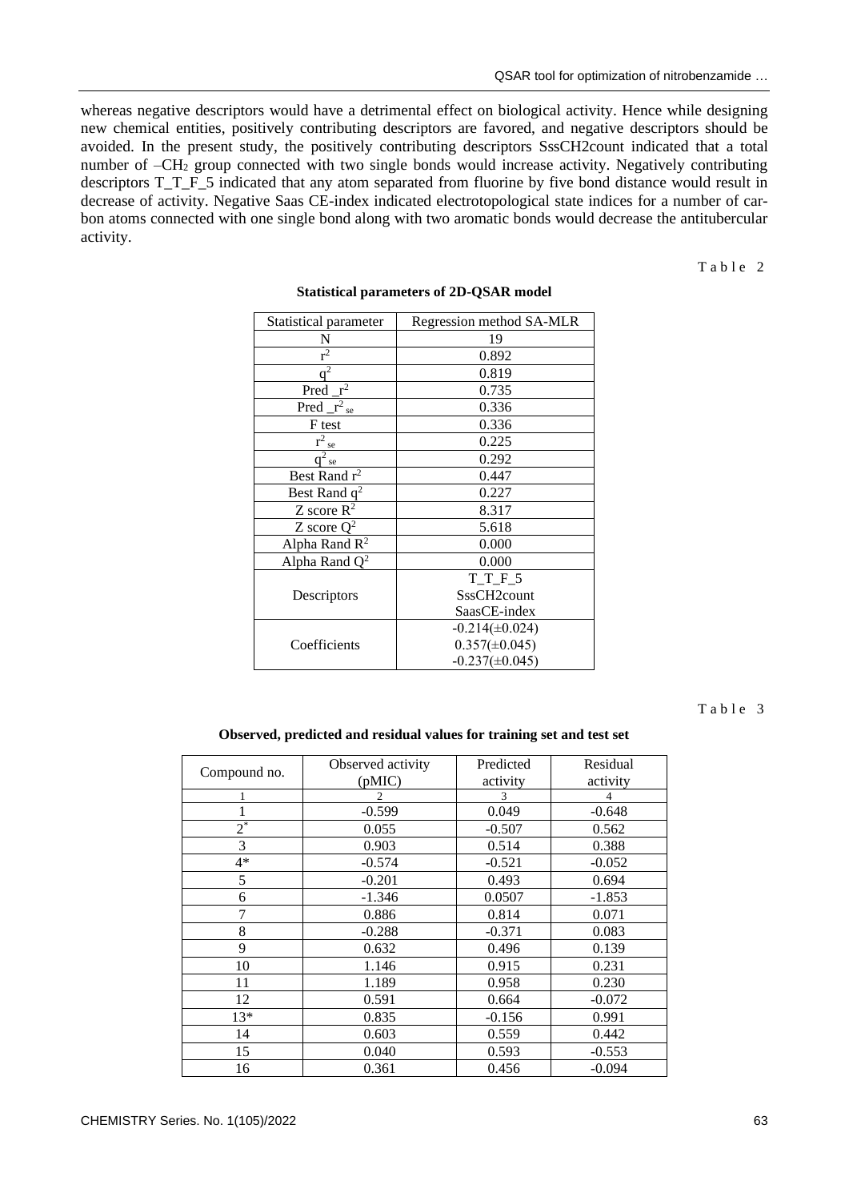whereas negative descriptors would have a detrimental effect on biological activity. Hence while designing new chemical entities, positively contributing descriptors are favored, and negative descriptors should be avoided. In the present study, the positively contributing descriptors SssCH2count indicated that a total number of $–CH_2$ group connected with two single bonds would increase activity. Negatively contributing descriptors T_T_F_5 indicated that any atom separated from fluorine by five bond distance would result in decrease of activity. Negative Saas CE-index indicated electrotopological state indices for a number of carbon atoms connected with one single bond along with two aromatic bonds would decrease the antitubercular activity.

Table 2

**Statistical parameters of 2D-QSAR model**

| Statistical parameter | Regression method SA-MLR |
|---|---|
| N | 19 |
| $r^2$ | 0.892 |
| $q^2$ | 0.819 |
| Pred $\_r^2$ | 0.735 |
| Pred $\_r^2{}_{se}$ | 0.336 |
| F test | 0.336 |
| $r^2{}_{se}$ | 0.225 |
| $q^2{}_{se}$ | 0.292 |
| Best Rand $r^2$ | 0.447 |
| Best Rand $q^2$ | 0.227 |
| Z score $R^2$ | 8.317 |
| Z score $Q^2$ | 5.618 |
| Alpha Rand $R^2$ | 0.000 |
| Alpha Rand $Q^2$ | 0.000 |
| Descriptors | T_T_F_5<br>SssCH2count<br>SaasCE-index |
| Coefficients | -0.214(±0.024)<br>0.357(±0.045)<br>-0.237(±0.045) |

Table 3

**Observed, predicted and residual values for training set and test set**

| Compound no. | Observed activity (pMIC) | Predicted activity | Residual activity |
|---|---|---|---|
| 1 | 2 | 3 | 4 |
| 1 | -0.599 | 0.049 | -0.648 |
| 2* | 0.055 | -0.507 | 0.562 |
| 3 | 0.903 | 0.514 | 0.388 |
| 4* | -0.574 | -0.521 | -0.052 |
| 5 | -0.201 | 0.493 | 0.694 |
| 6 | -1.346 | 0.0507 | -1.853 |
| 7 | 0.886 | 0.814 | 0.071 |
| 8 | -0.288 | -0.371 | 0.083 |
| 9 | 0.632 | 0.496 | 0.139 |
| 10 | 1.146 | 0.915 | 0.231 |
| 11 | 1.189 | 0.958 | 0.230 |
| 12 | 0.591 | 0.664 | -0.072 |
| 13* | 0.835 | -0.156 | 0.991 |
| 14 | 0.603 | 0.559 | 0.442 |
| 15 | 0.040 | 0.593 | -0.553 |
| 16 | 0.361 | 0.456 | -0.094 |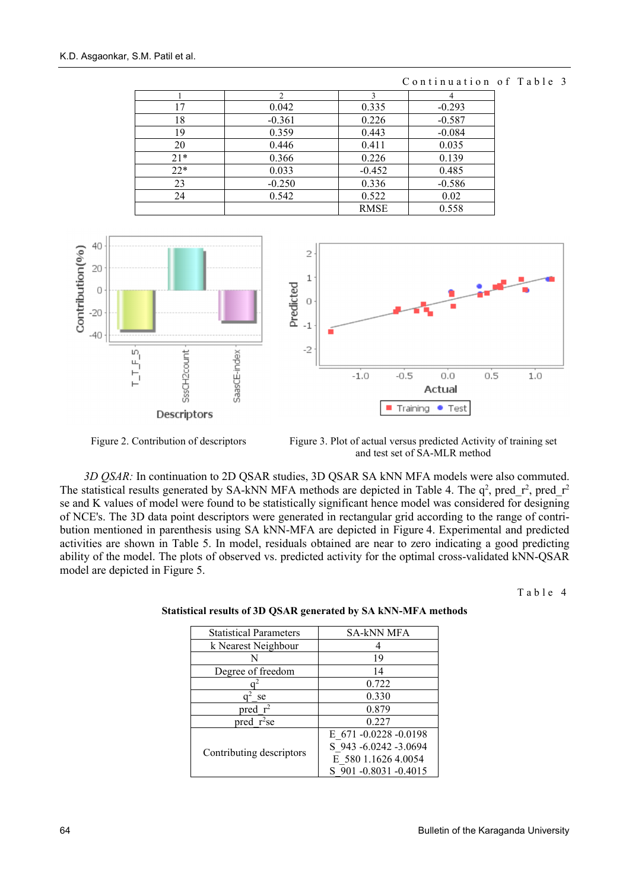*Continuation of Table 3*

| 1 | 2 | 3 | 4 |
|---|---|---|---|
| 17 | 0.042 | 0.335 | -0.293 |
| 18 | -0.361 | 0.226 | -0.587 |
| 19 | 0.359 | 0.443 | -0.084 |
| 20 | 0.446 | 0.411 | 0.035 |
| 21* | 0.366 | 0.226 | 0.139 |
| 22* | 0.033 | -0.452 | 0.485 |
| 23 | -0.250 | 0.336 | -0.586 |
| 24 | 0.542 | 0.522 | 0.02 |
| | | RMSE | 0.558 |

Figure 2. Contribution of descriptors

Figure 3. Plot of actual versus predicted Activity of training set and test set of SA-MLR method

*3D QSAR:* In continuation to 2D QSAR studies, 3D QSAR SA kNN MFA models were also commuted. The statistical results generated by SA-kNN MFA methods are depicted in Table 4. The $q^2$, pred_$r^2$, pred_$r^2$ se and K values of model were found to be statistically significant hence model was considered for designing of NCE's. The 3D data point descriptors were generated in rectangular grid according to the range of contribution mentioned in parenthesis using SA kNN-MFA are depicted in Figure 4. Experimental and predicted activities are shown in Table 5. In model, residuals obtained are near to zero indicating a good predicting ability of the model. The plots of observed vs. predicted activity for the optimal cross-validated kNN-QSAR model are depicted in Figure 5.

*Table 4*

**Statistical results of 3D QSAR generated by SA kNN-MFA methods**

| Statistical Parameters | SA-kNN MFA |
|---|---|
| k Nearest Neighbour | 4 |
| N | 19 |
| Degree of freedom | 14 |
| $q^2$ | 0.722 |
| $q^2$_se | 0.330 |
| pred_$r^2$ | 0.879 |
| pred_$r^2$se | 0.227 |
| Contributing descriptors | E_671 -0.0228 -0.0198<br>S_943 -6.0242 -3.0694<br>E_580 1.1626 4.0054<br>S_901 -0.8031 -0.4015 |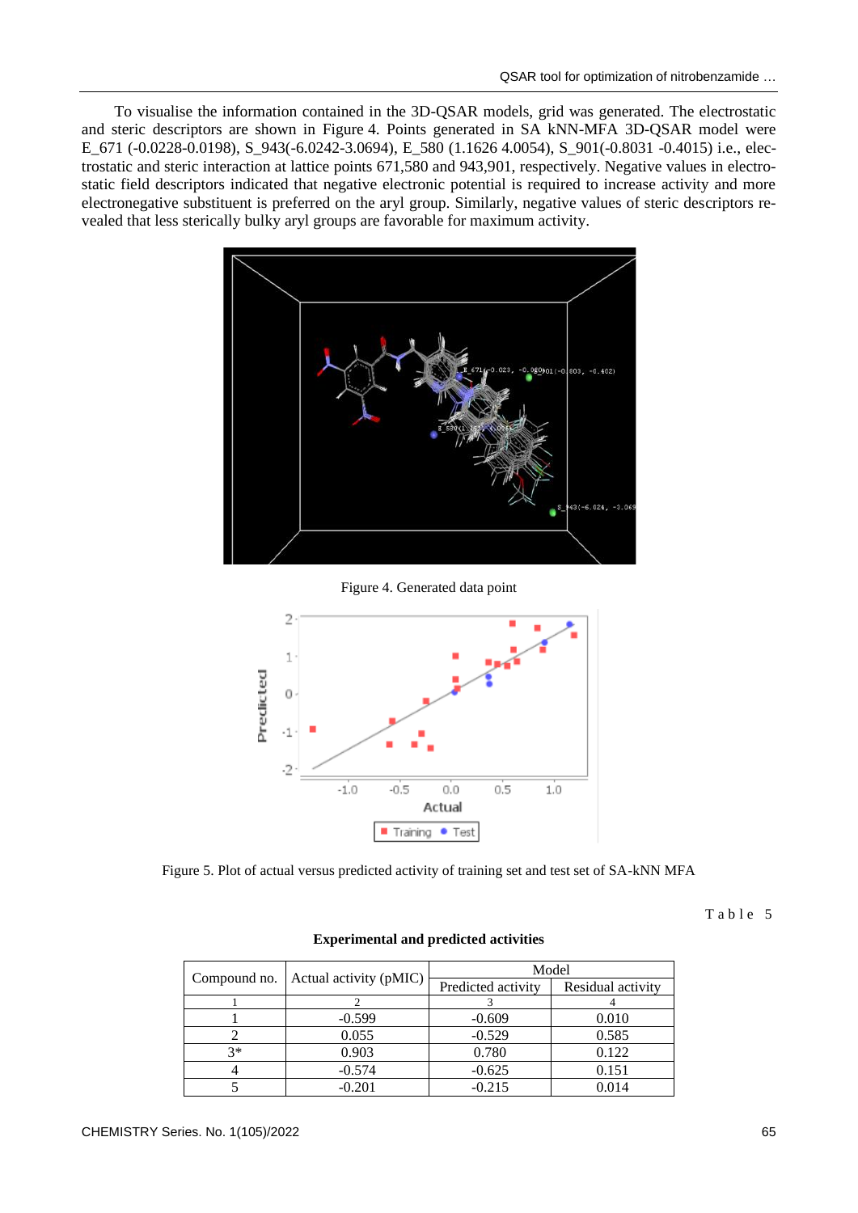To visualise the information contained in the 3D-QSAR models, grid was generated. The electrostatic and steric descriptors are shown in Figure 4. Points generated in SA kNN-MFA 3D-QSAR model were E_671 (-0.0228-0.0198), S_943(-6.0242-3.0694), E_580 (1.1626 4.0054), S_901(-0.8031 -0.4015) i.e., electrostatic and steric interaction at lattice points 671,580 and 943,901, respectively. Negative values in electrostatic field descriptors indicated that negative electronic potential is required to increase activity and more electronegative substituent is preferred on the aryl group. Similarly, negative values of steric descriptors revealed that less sterically bulky aryl groups are favorable for maximum activity.

Figure 4. Generated data point

Figure 5. Plot of actual versus predicted activity of training set and test set of SA-kNN MFA

Table 5

**Experimental and predicted activities**

| Compound no. | Actual activity (pMIC) | Model | |
|---|---|---|---|
| | | Predicted activity | Residual activity |
| 1 | 2 | 3 | 4 |
| 1 | -0.599 | -0.609 | 0.010 |
| 2 | 0.055 | -0.529 | 0.585 |
| 3* | 0.903 | 0.780 | 0.122 |
| 4 | -0.574 | -0.625 | 0.151 |
| 5 | -0.201 | -0.215 | 0.014 |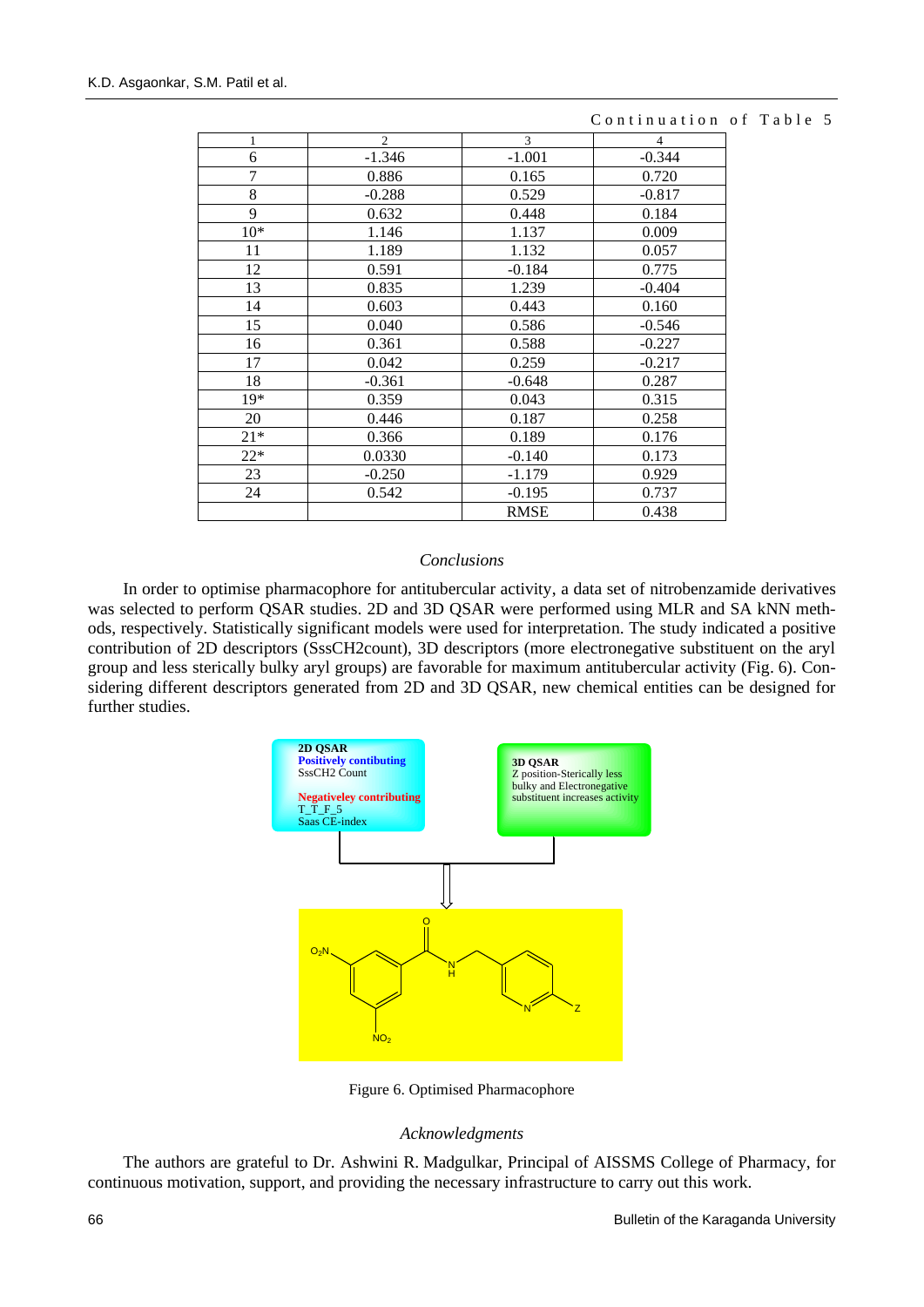Continuation of Table 5

| 1 | 2 | 3 | 4 |
|---|---|---|---|
| 6 | -1.346 | -1.001 | -0.344 |
| 7 | 0.886 | 0.165 | 0.720 |
| 8 | -0.288 | 0.529 | -0.817 |
| 9 | 0.632 | 0.448 | 0.184 |
| 10* | 1.146 | 1.137 | 0.009 |
| 11 | 1.189 | 1.132 | 0.057 |
| 12 | 0.591 | -0.184 | 0.775 |
| 13 | 0.835 | 1.239 | -0.404 |
| 14 | 0.603 | 0.443 | 0.160 |
| 15 | 0.040 | 0.586 | -0.546 |
| 16 | 0.361 | 0.588 | -0.227 |
| 17 | 0.042 | 0.259 | -0.217 |
| 18 | -0.361 | -0.648 | 0.287 |
| 19* | 0.359 | 0.043 | 0.315 |
| 20 | 0.446 | 0.187 | 0.258 |
| 21* | 0.366 | 0.189 | 0.176 |
| 22* | 0.0330 | -0.140 | 0.173 |
| 23 | -0.250 | -1.179 | 0.929 |
| 24 | 0.542 | -0.195 | 0.737 |
| | | RMSE | 0.438 |

### *Conclusions*

In order to optimise pharmacophore for antitubercular activity, a data set of nitrobenzamide derivatives was selected to perform QSAR studies. 2D and 3D QSAR were performed using MLR and SA kNN methods, respectively. Statistically significant models were used for interpretation. The study indicated a positive contribution of 2D descriptors (SssCH2count), 3D descriptors (more electronegative substituent on the aryl group and less sterically bulky aryl groups) are favorable for maximum antitubercular activity (Fig. 6). Considering different descriptors generated from 2D and 3D QSAR, new chemical entities can be designed for further studies.

**2D QSAR**
**Positively contibuting**
SssCH2 Count

**Negativeley contributing**
T_T_F_5
Saas CE-index

**3D QSAR**
Z position-Sterically less bulky and Electronegative substituent increases activity

Figure 6. Optimised Pharmacophore

### *Acknowledgments*

The authors are grateful to Dr. Ashwini R. Madgulkar, Principal of AISSMS College of Pharmacy, for continuous motivation, support, and providing the necessary infrastructure to carry out this work.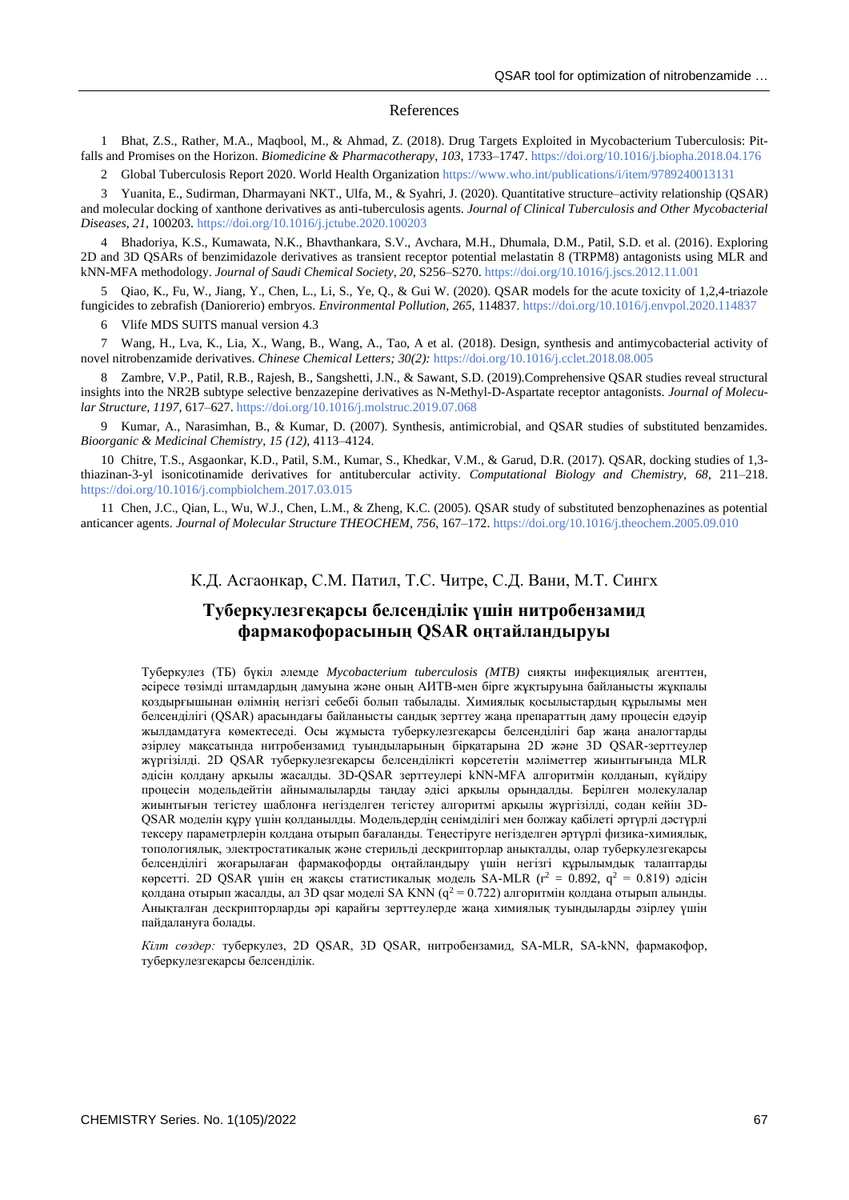## References

1 Bhat, Z.S., Rather, M.A., Maqbool, M., & Ahmad, Z. (2018). Drug Targets Exploited in Mycobacterium Tuberculosis: Pitfalls and Promises on the Horizon. *Biomedicine & Pharmacotherapy*, *103*, 1733–1747. https://doi.org/10.1016/j.biopha.2018.04.176

2 Global Tuberculosis Report 2020. World Health Organization https://www.who.int/publications/i/item/9789240013131

3 Yuanita, E., Sudirman, Dharmayani NKT., Ulfa, M., & Syahri, J. (2020). Quantitative structure–activity relationship (QSAR) and molecular docking of xanthone derivatives as anti-tuberculosis agents. *Journal of Clinical Tuberculosis and Other Mycobacterial Diseases*, *21*, 100203. https://doi.org/10.1016/j.jctube.2020.100203

4 Bhadoriya, K.S., Kumawata, N.K., Bhavthankara, S.V., Avchara, M.H., Dhumala, D.M., Patil, S.D. et al. (2016). Exploring 2D and 3D QSARs of benzimidazole derivatives as transient receptor potential melastatin 8 (TRPM8) antagonists using MLR and kNN-MFA methodology. *Journal of Saudi Chemical Society*, *20*, S256–S270. https://doi.org/10.1016/j.jscs.2012.11.001

5 Qiao, K., Fu, W., Jiang, Y., Chen, L., Li, S., Ye, Q., & Gui W. (2020). QSAR models for the acute toxicity of 1,2,4-triazole fungicides to zebrafish (Daniorerio) embryos. *Environmental Pollution*, *265*, 114837. https://doi.org/10.1016/j.envpol.2020.114837

6 Vlife MDS SUITS manual version 4.3

7 Wang, H., Lva, K., Lia, X., Wang, B., Wang, A., Tao, A et al. (2018). Design, synthesis and antimycobacterial activity of novel nitrobenzamide derivatives. *Chinese Chemical Letters; 30(2):* https://doi.org/10.1016/j.cclet.2018.08.005

8 Zambre, V.P., Patil, R.B., Rajesh, B., Sangshetti, J.N., & Sawant, S.D. (2019).Comprehensive QSAR studies reveal structural insights into the NR2B subtype selective benzazepine derivatives as N-Methyl-D-Aspartate receptor antagonists. *Journal of Molecular Structure*, *1197*, 617–627. https://doi.org/10.1016/j.molstruc.2019.07.068

9 Kumar, A., Narasimhan, B., & Kumar, D. (2007). Synthesis, antimicrobial, and QSAR studies of substituted benzamides. *Bioorganic & Medicinal Chemistry*, *15 (12)*, 4113–4124.

10 Chitre, T.S., Asgaonkar, K.D., Patil, S.M., Kumar, S., Khedkar, V.M., & Garud, D.R. (2017). QSAR, docking studies of 1,3-thiazinan-3-yl isonicotinamide derivatives for antitubercular activity. *Computational Biology and Chemistry*, *68*, 211–218. https://doi.org/10.1016/j.compbiolchem.2017.03.015

11 Chen, J.C., Qian, L., Wu, W.J., Chen, L.M., & Zheng, K.C. (2005). QSAR study of substituted benzophenazines as potential anticancer agents. *Journal of Molecular Structure THEOCHEM*, *756*, 167–172. https://doi.org/10.1016/j.theochem.2005.09.010

К.Д. Асгаонкар, С.М. Патил, Т.С. Читре, С.Д. Вани, М.Т. Сингх

## Туберкулезгеқарсы белсенділік үшін нитробензамид фармакофорасының QSAR оңтайландыруы

Туберкулез (ТБ) бүкіл әлемде *Mycobacterium tuberculosis (MTB)* сияқты инфекциялық агенттен, әсіресе төзімді штамдардың дамуына және оның АИТВ-мен бірге жұқтыруына байланысты жұқпалы қоздырғышынан өлімнің негізгі себебі болып табылады. Химиялық қосылыстардың құрылымы мен белсенділігі (QSAR) арасындағы байланысты сандық зерттеу жаңа препараттың даму процесін едәуір жылдамдатуға көмектеседі. Осы жұмыста туберкулезгеқарсы белсенділігі бар жаңа аналогтарды әзірлеу мақсатында нитробензамид туындыларының бірқатарына 2D және 3D QSAR-зерттеулер жүргізілді. 2D QSAR туберкулезгеқарсы белсенділікті көрсететін мәліметтер жиынтығында MLR әдісін қолдану арқылы жасалды. 3D-QSAR зерттеулері kNN-MFA алгоритмін қолданып, күйдіру процесін модельдейтін айнымалыларды таңдау әдісі арқылы орындалды. Берілген молекулалар жиынтығын тегістеу шаблонға негізделген тегістеу алгоритмі арқылы жүргізілді, содан кейін 3D-QSAR моделін құру үшін қолданылды. Модельдердің сенімділігі мен болжау қабілеті әртүрлі дәстүрлі тексеру параметрлерін қолдана отырып бағаланды. Теңестіруге негізделген әртүрлі физика-химиялық, топологиялық, электростатикалық және стерильді дескрипторлар анықталды, олар туберкулезгеқарсы белсенділігі жоғарылаған фармакофорды оңтайландыру үшін негізгі құрылымдық талаптарды көрсетті. 2D QSAR үшін ең жақсы статистикалық модель SA-MLR ($r^2$ = 0.892, $q^2$ = 0.819) әдісін қолдана отырып жасалды, ал 3D qsar моделі SA KNN ($q^2$ = 0.722) алгоритмін қолдана отырып алынды. Анықталған дескрипторларды әрі қарайғы зерттеулерде жаңа химиялық туындыларды әзірлеу үшін пайдалануға болады.

*Кілт сөздер:* туберкулез, 2D QSAR, 3D QSAR, нитробензамид, SA-MLR, SA-kNN, фармакофор, туберкулезгеқарсы белсенділік.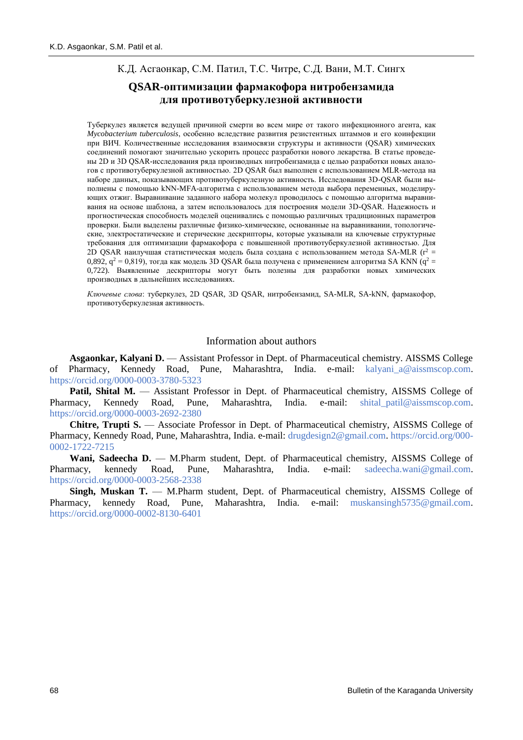К.Д. Асгаонкар, С.М. Патил, Т.С. Читре, С.Д. Вани, М.Т. Сингх

## QSAR-оптимизации фармакофора нитробензамида для противотуберкулезной активности

Туберкулез является ведущей причиной смерти во всем мире от такого инфекционного агента, как *Mycobacterium tuberculosis*, особенно вследствие развития резистентных штаммов и его коинфекции при ВИЧ. Количественные исследования взаимосвязи структуры и активности (QSAR) химических соединений помогают значительно ускорить процесс разработки нового лекарства. В статье проведены 2D и 3D QSAR-исследования ряда производных нитробензамида с целью разработки новых аналогов с противотуберкулезной активностью. 2D QSAR был выполнен с использованием MLR-метода на наборе данных, показывающих противотуберкулезную активность. Исследования 3D-QSAR были выполнены с помощью kNN-MFA-алгоритма с использованием метода выбора переменных, моделирующих отжиг. Выравнивание заданного набора молекул проводилось с помощью алгоритма выравнивания на основе шаблона, а затем использовалось для построения модели 3D-QSAR. Надежность и прогностическая способность моделей оценивались с помощью различных традиционных параметров проверки. Были выделены различные физико-химические, основанные на выравнивании, топологические, электростатические и стерические дескрипторы, которые указывали на ключевые структурные требования для оптимизации фармакофора с повышенной противотуберкулезной активностью. Для 2D QSAR наилучшая статистическая модель была создана с использованием метода SA-MLR ($r^2$ = 0,892, $q^2$ = 0,819), тогда как модель 3D QSAR была получена с применением алгоритма SA KNN ($q^2$ = 0,722). Выявленные дескрипторы могут быть полезны для разработки новых химических производных в дальнейших исследованиях.

*Ключевые слова*: туберкулез, 2D QSAR, 3D QSAR, нитробензамид, SA-MLR, SA-kNN, фармакофор, противотуберкулезная активность.

## Information about authors

**Asgaonkar, Kalyani D.** — Assistant Professor in Dept. of Pharmaceutical chemistry. AISSMS College of Pharmacy, Kennedy Road, Pune, Maharashtra, India. e-mail: kalyani_a@aissmscop.com. https://orcid.org/0000-0003-3780-5323

**Patil, Shital M.** — Assistant Professor in Dept. of Pharmaceutical chemistry, AISSMS College of Pharmacy, Kennedy Road, Pune, Maharashtra, India. e-mail: shital_patil@aissmscop.com. https://orcid.org/0000-0003-2692-2380

**Chitre, Trupti S.** — Associate Professor in Dept. of Pharmaceutical chemistry, AISSMS College of Pharmacy, Kennedy Road, Pune, Maharashtra, India. e-mail: drugdesign2@gmail.com. https://orcid.org/000-0002-1722-7215

**Wani, Sadeecha D.** — M.Pharm student, Dept. of Pharmaceutical chemistry, AISSMS College of Pharmacy, kennedy Road, Pune, Maharashtra, India. e-mail: sadeecha.wani@gmail.com. https://orcid.org/0000-0003-2568-2338

**Singh, Muskan T.** — M.Pharm student, Dept. of Pharmaceutical chemistry, AISSMS College of Pharmacy, kennedy Road, Pune, Maharashtra, India. e-mail: muskansingh5735@gmail.com. https://orcid.org/0000-0002-8130-6401